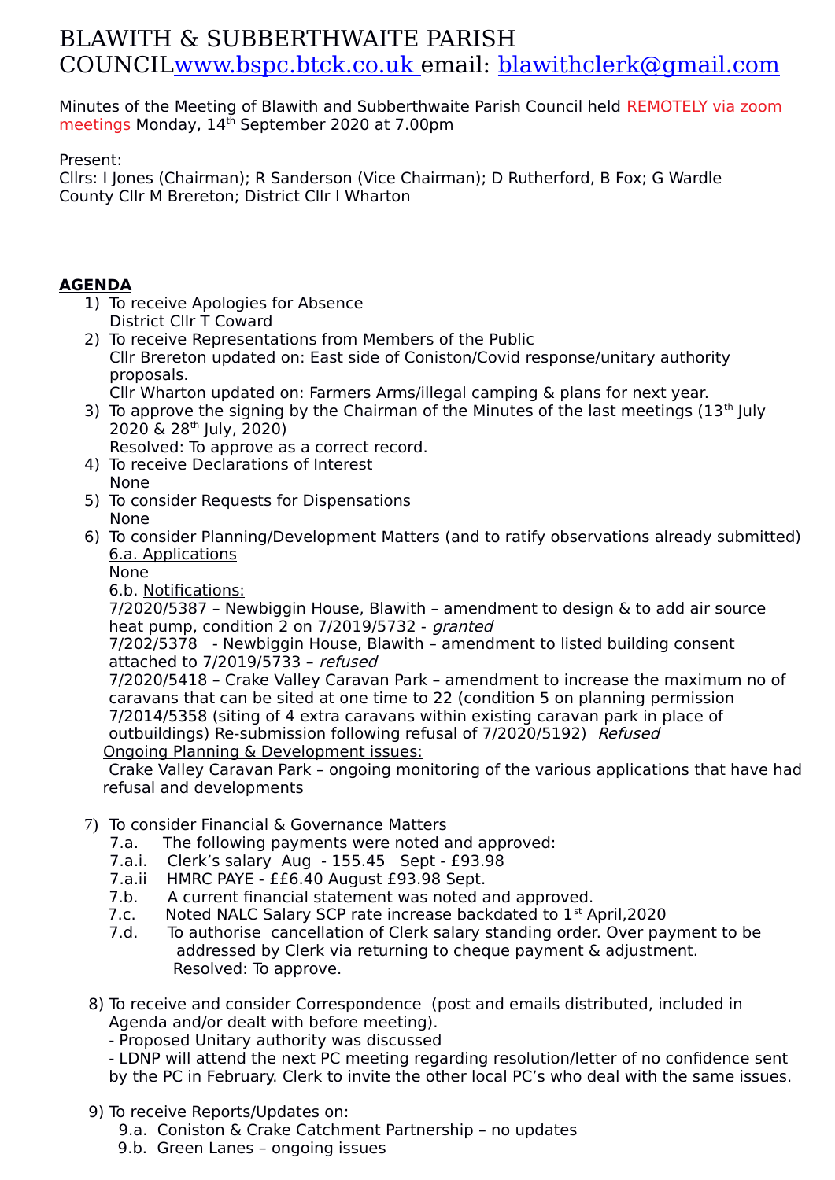# BLAWITH & SUBBERTHWAITE PARISH COUNCIL www.bspc.btck.co.uk email: blawithclerk@gmail.com

Minutes of the Meeting of Blawith and Subberthwaite Parish Council held REMOTELY via zoom meetings Monday, 14th September 2020 at 7.00pm

Present:
Cllrs: I Jones (Chairman); R Sanderson (Vice Chairman); D Rutherford, B Fox; G Wardle
County Cllr M Brereton; District Cllr I Wharton

**AGENDA**

1) To receive Apologies for Absence
   District Cllr T Coward
2) To receive Representations from Members of the Public
   Cllr Brereton updated on: East side of Coniston/Covid response/unitary authority proposals.
   Cllr Wharton updated on: Farmers Arms/illegal camping & plans for next year.
3) To approve the signing by the Chairman of the Minutes of the last meetings (13th July 2020 & 28th July, 2020)
   Resolved: To approve as a correct record.
4) To receive Declarations of Interest
   None
5) To consider Requests for Dispensations
   None
6) To consider Planning/Development Matters (and to ratify observations already submitted)
   6.a. Applications
   None
   6.b. Notifications:
   7/2020/5387 – Newbiggin House, Blawith – amendment to design & to add air source heat pump, condition 2 on 7/2019/5732 - *granted*
   7/202/5378 - Newbiggin House, Blawith – amendment to listed building consent attached to 7/2019/5733 – *refused*
   7/2020/5418 – Crake Valley Caravan Park – amendment to increase the maximum no of caravans that can be sited at one time to 22 (condition 5 on planning permission 7/2014/5358 (siting of 4 extra caravans within existing caravan park in place of outbuildings) Re-submission following refusal of 7/2020/5192) *Refused*
   Ongoing Planning & Development issues:
   Crake Valley Caravan Park – ongoing monitoring of the various applications that have had refusal and developments

7) To consider Financial & Governance Matters
   7.a. The following payments were noted and approved:
   7.a.i. Clerk's salary Aug - 155.45 Sept - £93.98
   7.a.ii HMRC PAYE - ££6.40 August £93.98 Sept.
   7.b. A current financial statement was noted and approved.
   7.c. Noted NALC Salary SCP rate increase backdated to 1st April,2020
   7.d. To authorise cancellation of Clerk salary standing order. Over payment to be addressed by Clerk via returning to cheque payment & adjustment.
   Resolved: To approve.

8) To receive and consider Correspondence (post and emails distributed, included in Agenda and/or dealt with before meeting).
   - Proposed Unitary authority was discussed
   - LDNP will attend the next PC meeting regarding resolution/letter of no confidence sent by the PC in February. Clerk to invite the other local PC's who deal with the same issues.

9) To receive Reports/Updates on:
   9.a. Coniston & Crake Catchment Partnership – no updates
   9.b. Green Lanes – ongoing issues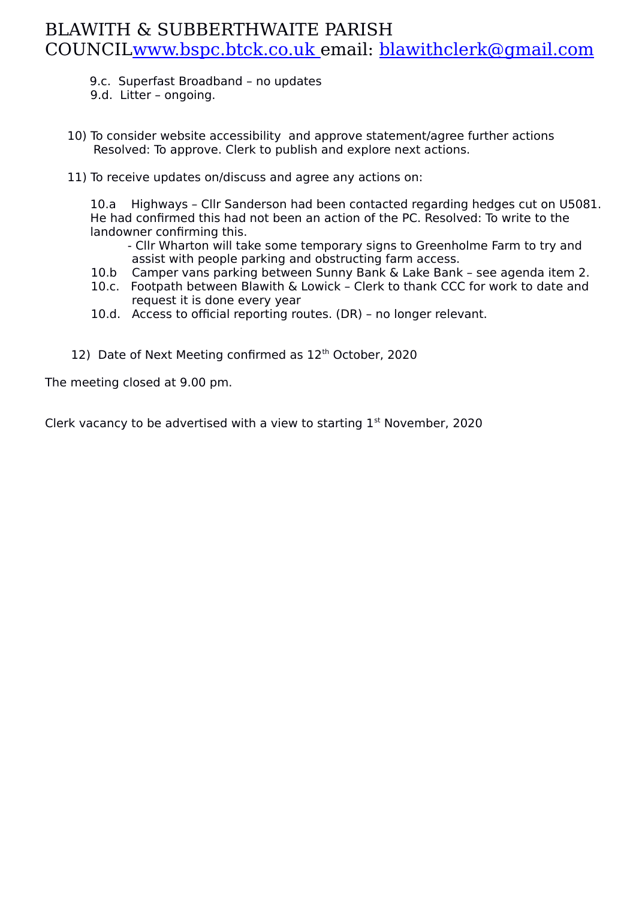# BLAWITH & SUBBERTHWAITE PARISH COUNCIL[www.bspc.btck.co.uk](http://www.bspc.btck.co.uk) email: [blawithclerk@gmail.com](mailto:blawithclerk@gmail.com)

9.c. Superfast Broadband – no updates

9.d. Litter – ongoing.

10) To consider website accessibility and approve statement/agree further actions
 Resolved: To approve. Clerk to publish and explore next actions.

11) To receive updates on/discuss and agree any actions on:

10.a Highways – Cllr Sanderson had been contacted regarding hedges cut on U5081. He had confirmed this had not been an action of the PC. Resolved: To write to the landowner confirming this.
 - Cllr Wharton will take some temporary signs to Greenholme Farm to try and assist with people parking and obstructing farm access.

10.b Camper vans parking between Sunny Bank & Lake Bank – see agenda item 2.

10.c. Footpath between Blawith & Lowick – Clerk to thank CCC for work to date and request it is done every year

10.d. Access to official reporting routes. (DR) – no longer relevant.

12) Date of Next Meeting confirmed as 12th October, 2020

The meeting closed at 9.00 pm.

Clerk vacancy to be advertised with a view to starting 1st November, 2020